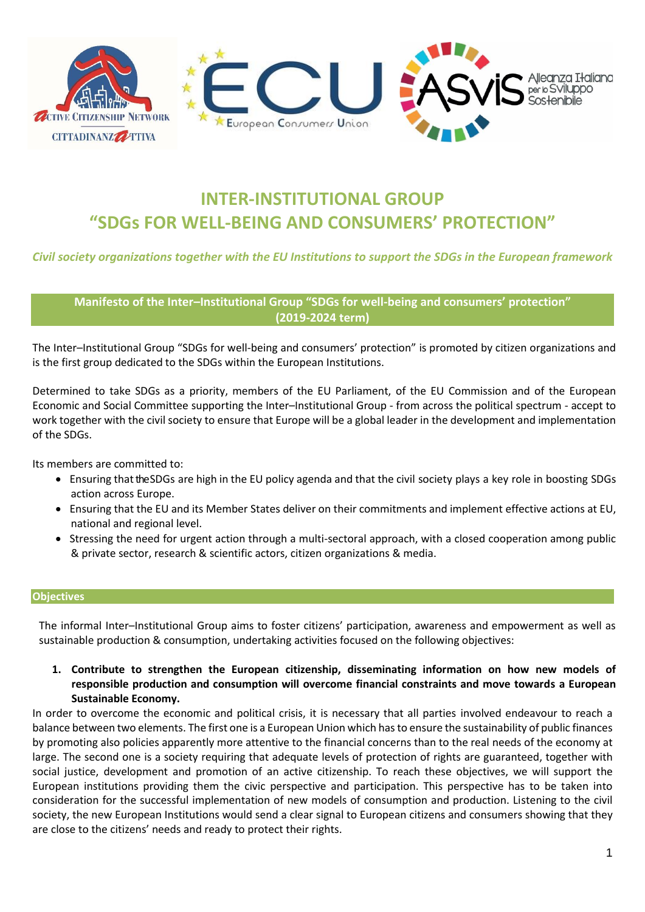# INTER-INSTITUTIONAL GROUP
# "SDGs FOR WELL-BEING AND CONSUMERS' PROTECTION"

*Civil society organizations together with the EU Institutions to support the SDGs in the European framework*

## Manifesto of the Inter–Institutional Group "SDGs for well-being and consumers' protection" (2019-2024 term)

The Inter–Institutional Group "SDGs for well-being and consumers' protection" is promoted by citizen organizations and is the first group dedicated to the SDGs within the European Institutions.

Determined to take SDGs as a priority, members of the EU Parliament, of the EU Commission and of the European Economic and Social Committee supporting the Inter–Institutional Group - from across the political spectrum - accept to work together with the civil society to ensure that Europe will be a global leader in the development and implementation of the SDGs.

Its members are committed to:

- Ensuring that the SDGs are high in the EU policy agenda and that the civil society plays a key role in boosting SDGs action across Europe.
- Ensuring that the EU and its Member States deliver on their commitments and implement effective actions at EU, national and regional level.
- Stressing the need for urgent action through a multi-sectoral approach, with a closed cooperation among public & private sector, research & scientific actors, citizen organizations & media.

## Objectives

The informal Inter–Institutional Group aims to foster citizens' participation, awareness and empowerment as well as sustainable production & consumption, undertaking activities focused on the following objectives:

1. **Contribute to strengthen the European citizenship, disseminating information on how new models of responsible production and consumption will overcome financial constraints and move towards a European Sustainable Economy.**

In order to overcome the economic and political crisis, it is necessary that all parties involved endeavour to reach a balance between two elements. The first one is a European Union which has to ensure the sustainability of public finances by promoting also policies apparently more attentive to the financial concerns than to the real needs of the economy at large. The second one is a society requiring that adequate levels of protection of rights are guaranteed, together with social justice, development and promotion of an active citizenship. To reach these objectives, we will support the European institutions providing them the civic perspective and participation. This perspective has to be taken into consideration for the successful implementation of new models of consumption and production. Listening to the civil society, the new European Institutions would send a clear signal to European citizens and consumers showing that they are close to the citizens' needs and ready to protect their rights.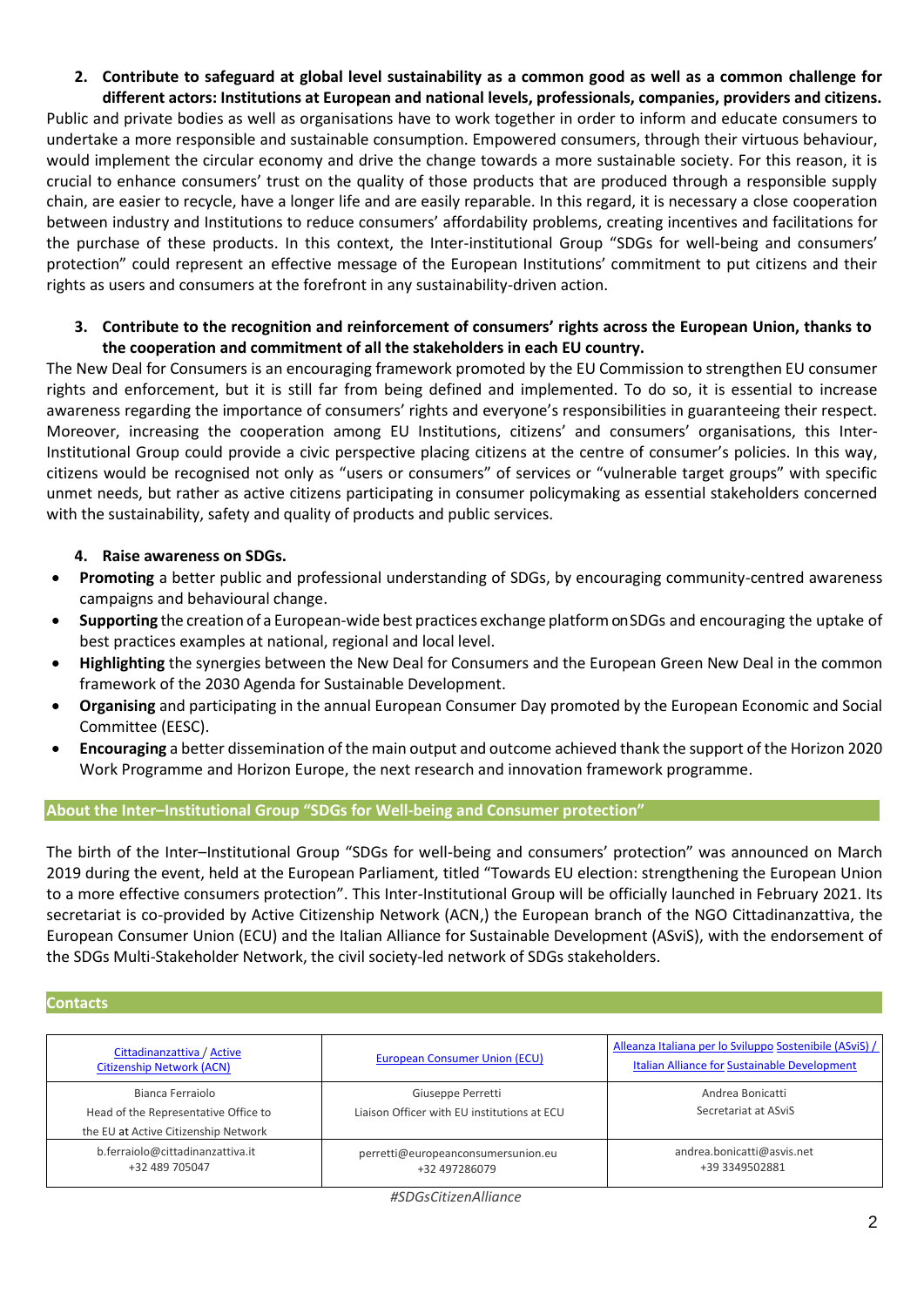2. **Contribute to safeguard at global level sustainability as a common good as well as a common challenge for different actors: Institutions at European and national levels, professionals, companies, providers and citizens.**

Public and private bodies as well as organisations have to work together in order to inform and educate consumers to undertake a more responsible and sustainable consumption. Empowered consumers, through their virtuous behaviour, would implement the circular economy and drive the change towards a more sustainable society. For this reason, it is crucial to enhance consumers' trust on the quality of those products that are produced through a responsible supply chain, are easier to recycle, have a longer life and are easily reparable. In this regard, it is necessary a close cooperation between industry and Institutions to reduce consumers' affordability problems, creating incentives and facilitations for the purchase of these products. In this context, the Inter-institutional Group "SDGs for well-being and consumers' protection" could represent an effective message of the European Institutions' commitment to put citizens and their rights as users and consumers at the forefront in any sustainability-driven action.

3. **Contribute to the recognition and reinforcement of consumers' rights across the European Union, thanks to the cooperation and commitment of all the stakeholders in each EU country.**

The New Deal for Consumers is an encouraging framework promoted by the EU Commission to strengthen EU consumer rights and enforcement, but it is still far from being defined and implemented. To do so, it is essential to increase awareness regarding the importance of consumers' rights and everyone's responsibilities in guaranteeing their respect. Moreover, increasing the cooperation among EU Institutions, citizens' and consumers' organisations, this Inter-Institutional Group could provide a civic perspective placing citizens at the centre of consumer's policies. In this way, citizens would be recognised not only as "users or consumers" of services or "vulnerable target groups" with specific unmet needs, but rather as active citizens participating in consumer policymaking as essential stakeholders concerned with the sustainability, safety and quality of products and public services.

4. **Raise awareness on SDGs.**

- **Promoting** a better public and professional understanding of SDGs, by encouraging community-centred awareness campaigns and behavioural change.
- **Supporting** the creation of a European-wide best practices exchange platform on SDGs and encouraging the uptake of best practices examples at national, regional and local level.
- **Highlighting** the synergies between the New Deal for Consumers and the European Green New Deal in the common framework of the 2030 Agenda for Sustainable Development.
- **Organising** and participating in the annual European Consumer Day promoted by the European Economic and Social Committee (EESC).
- **Encouraging** a better dissemination of the main output and outcome achieved thank the support of the Horizon 2020 Work Programme and Horizon Europe, the next research and innovation framework programme.

## About the Inter–Institutional Group "SDGs for Well-being and Consumer protection"

The birth of the Inter–Institutional Group "SDGs for well-being and consumers' protection" was announced on March 2019 during the event, held at the European Parliament, titled "Towards EU election: strengthening the European Union to a more effective consumers protection". This Inter-Institutional Group will be officially launched in February 2021. Its secretariat is co-provided by Active Citizenship Network (ACN,) the European branch of the NGO Cittadinanzattiva, the European Consumer Union (ECU) and the Italian Alliance for Sustainable Development (ASviS), with the endorsement of the SDGs Multi-Stakeholder Network, the civil society-led network of SDGs stakeholders.

## Contacts

| Cittadinanzattiva / Active Citizenship Network (ACN) | European Consumer Union (ECU) | Alleanza Italiana per lo Sviluppo Sostenibile (ASviS) / Italian Alliance for Sustainable Development |
|---|---|---|
| Bianca Ferraiolo<br>Head of the Representative Office to the EU at Active Citizenship Network | Giuseppe Perretti<br>Liaison Officer with EU institutions at ECU | Andrea Bonicatti<br>Secretariat at ASviS |
| b.ferraiolo@cittadinanzattiva.it<br>+32 489 705047 | perretti@europeanconsumersunion.eu<br>+32 497286079 | andrea.bonicatti@asvis.net<br>+39 3349502881 |

*#SDGsCitizenAlliance*